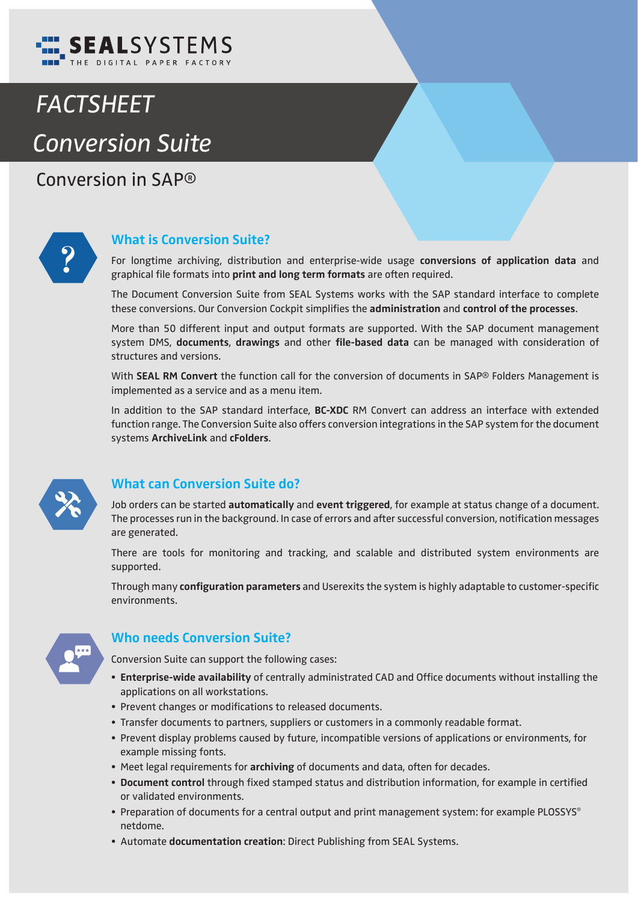SEALSYSTEMS
THE DIGITAL PAPER FACTORY

# FACTSHEET

# Conversion Suite

## Conversion in SAP®

### What is Conversion Suite?

For longtime archiving, distribution and enterprise-wide usage **conversions of application data** and graphical file formats into **print and long term formats** are often required.

The Document Conversion Suite from SEAL Systems works with the SAP standard interface to complete these conversions. Our Conversion Cockpit simplifies the **administration** and **control of the processes**.

More than 50 different input and output formats are supported. With the SAP document management system DMS, **documents**, **drawings** and other **file-based data** can be managed with consideration of structures and versions.

With **SEAL RM Convert** the function call for the conversion of documents in SAP® Folders Management is implemented as a service and as a menu item.

In addition to the SAP standard interface, **BC-XDC** RM Convert can address an interface with extended function range. The Conversion Suite also offers conversion integrations in the SAP system for the document systems **ArchiveLink** and **cFolders**.

### What can Conversion Suite do?

Job orders can be started **automatically** and **event triggered**, for example at status change of a document. The processes run in the background. In case of errors and after successful conversion, notification messages are generated.

There are tools for monitoring and tracking, and scalable and distributed system environments are supported.

Through many **configuration parameters** and Userexits the system is highly adaptable to customer-specific environments.

### Who needs Conversion Suite?

Conversion Suite can support the following cases:

- **Enterprise-wide availability** of centrally administrated CAD and Office documents without installing the applications on all workstations.
- Prevent changes or modifications to released documents.
- Transfer documents to partners, suppliers or customers in a commonly readable format.
- Prevent display problems caused by future, incompatible versions of applications or environments, for example missing fonts.
- Meet legal requirements for **archiving** of documents and data, often for decades.
- **Document control** through fixed stamped status and distribution information, for example in certified or validated environments.
- Preparation of documents for a central output and print management system: for example PLOSSYS® netdome.
- Automate **documentation creation**: Direct Publishing from SEAL Systems.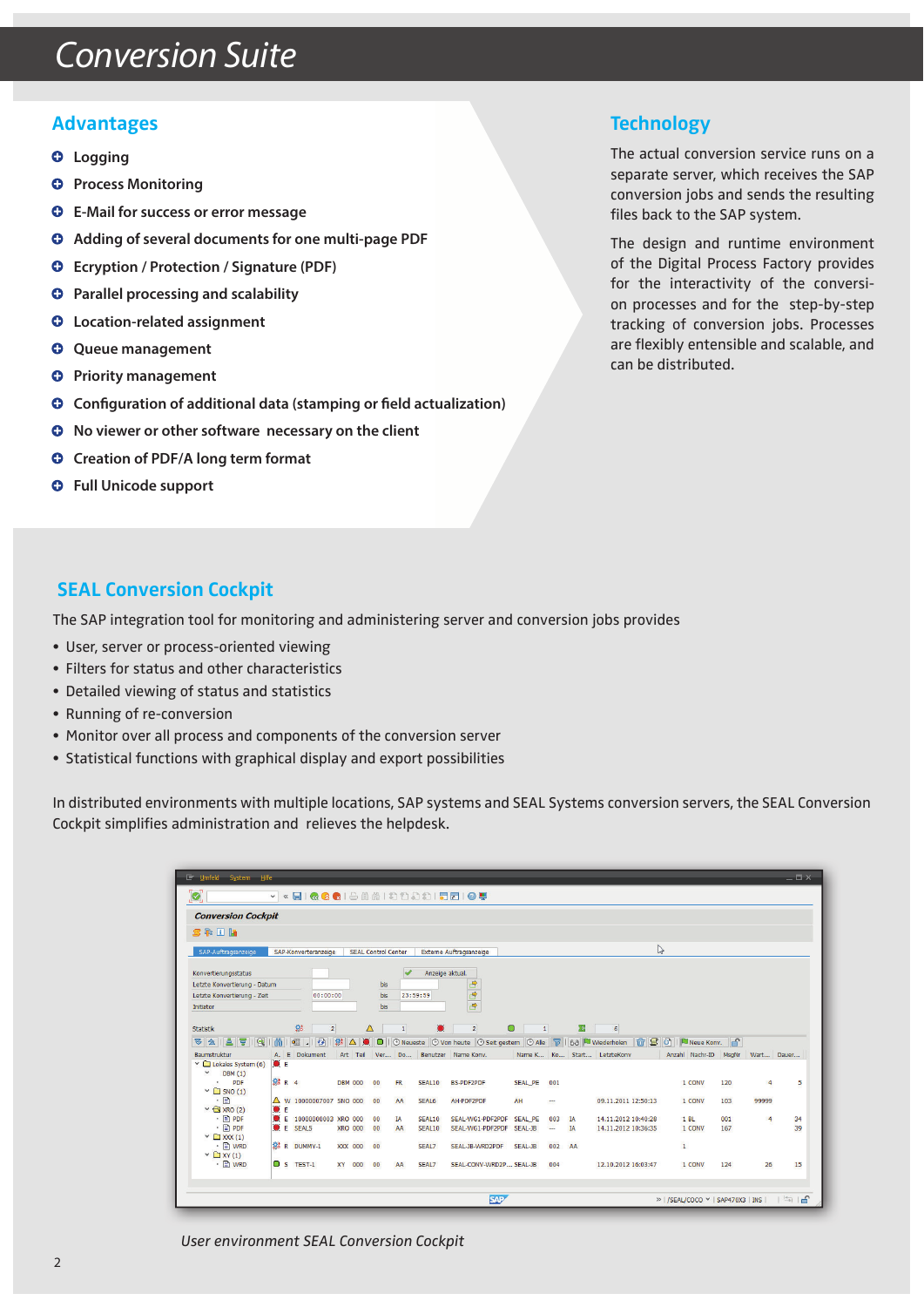# Conversion Suite

## Advantages

- Logging
- Process Monitoring
- E-Mail for success or error message
- Adding of several documents for one multi-page PDF
- Ecryption / Protection / Signature (PDF)
- Parallel processing and scalability
- Location-related assignment
- Queue management
- Priority management
- Configuration of additional data (stamping or field actualization)
- No viewer or other software necessary on the client
- Creation of PDF/A long term format
- Full Unicode support

## Technology

The actual conversion service runs on a separate server, which receives the SAP conversion jobs and sends the resulting files back to the SAP system.

The design and runtime environment of the Digital Process Factory provides for the interactivity of the conversion processes and for the step-by-step tracking of conversion jobs. Processes are flexibly entensible and scalable, and can be distributed.

## SEAL Conversion Cockpit

The SAP integration tool for monitoring and administering server and conversion jobs provides

- User, server or process-oriented viewing
- Filters for status and other characteristics
- Detailed viewing of status and statistics
- Running of re-conversion
- Monitor over all process and components of the conversion server
- Statistical functions with graphical display and export possibilities

In distributed environments with multiple locations, SAP systems and SEAL Systems conversion servers, the SEAL Conversion Cockpit simplifies administration and relieves the helpdesk.

*User environment SEAL Conversion Cockpit*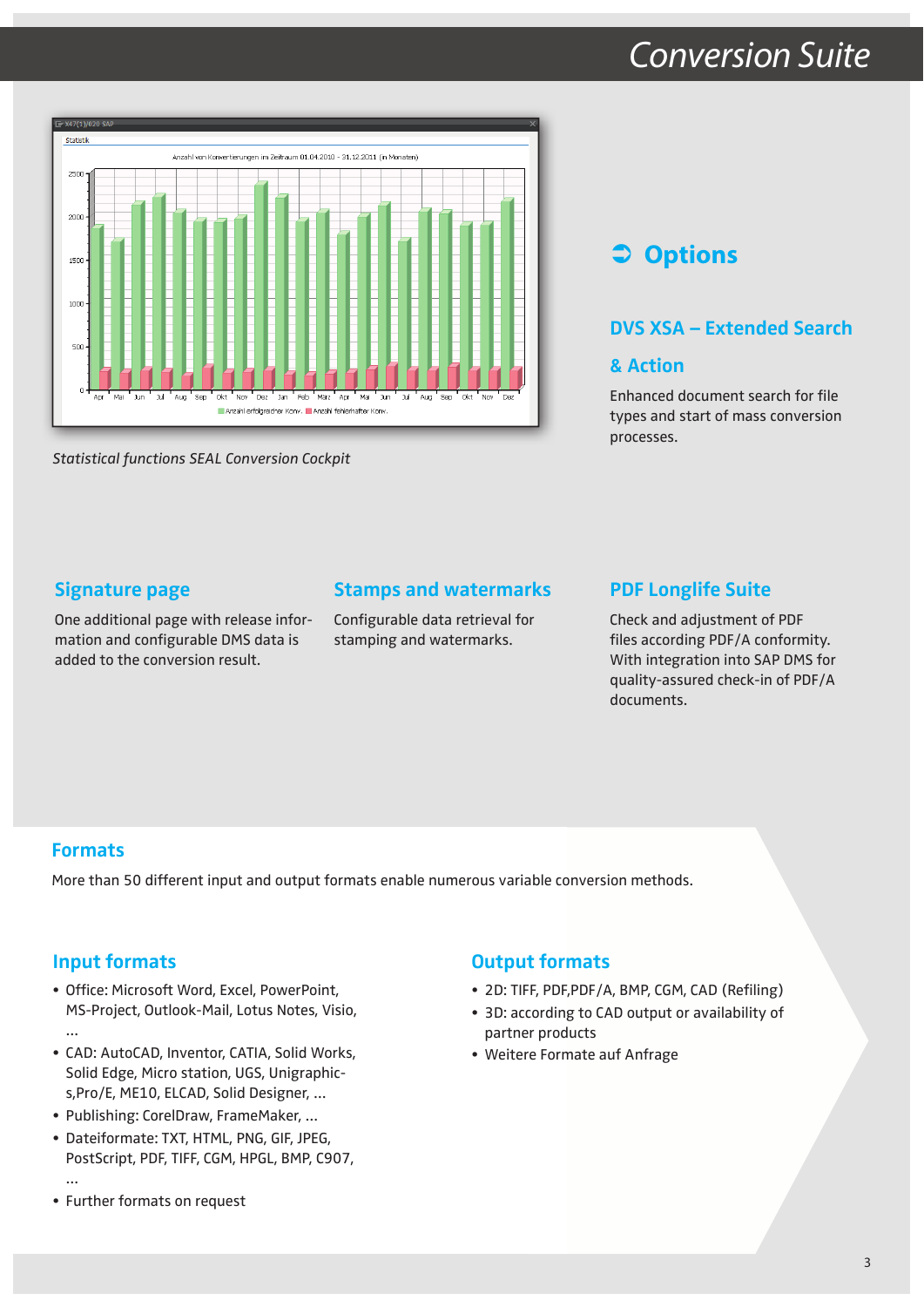# Conversion Suite

*Statistical functions SEAL Conversion Cockpit*

## ➲ Options

### DVS XSA – Extended Search & Action

Enhanced document search for file types and start of mass conversion processes.

### Signature page

One additional page with release information and configurable DMS data is added to the conversion result.

### Stamps and watermarks

Configurable data retrieval for stamping and watermarks.

### PDF Longlife Suite

Check and adjustment of PDF files according PDF/A conformity. With integration into SAP DMS for quality-assured check-in of PDF/A documents.

## Formats

More than 50 different input and output formats enable numerous variable conversion methods.

### Input formats

- Office: Microsoft Word, Excel, PowerPoint, MS-Project, Outlook-Mail, Lotus Notes, Visio, ...
- CAD: AutoCAD, Inventor, CATIA, Solid Works, Solid Edge, Micro station, UGS, Unigraphics,Pro/E, ME10, ELCAD, Solid Designer, ...
- Publishing: CorelDraw, FrameMaker, ...
- Dateiformate: TXT, HTML, PNG, GIF, JPEG, PostScript, PDF, TIFF, CGM, HPGL, BMP, C907, ...
- Further formats on request

### Output formats

- 2D: TIFF, PDF,PDF/A, BMP, CGM, CAD (Refiling)
- 3D: according to CAD output or availability of partner products
- Weitere Formate auf Anfrage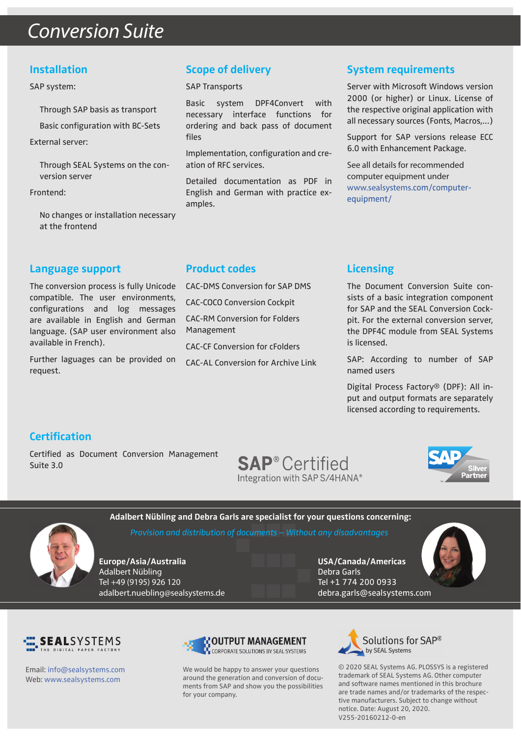# Conversion Suite

## Installation

SAP system:

- Through SAP basis as transport
- Basic configuration with BC-Sets

External server:

- Through SEAL Systems on the conversion server

Frontend:

- No changes or installation necessary at the frontend

## Scope of delivery

SAP Transports

Basic system DPF4Convert with necessary interface functions for ordering and back pass of document files

Implementation, configuration and creation of RFC services.

Detailed documentation as PDF in English and German with practice examples.

## System requirements

Server with Microsoft Windows version 2000 (or higher) or Linux. License of the respective original application with all necessary sources (Fonts, Macros,...)

Support for SAP versions release ECC 6.0 with Enhancement Package.

See all details for recommended computer equipment under www.sealsystems.com/computer-equipment/

## Language support

The conversion process is fully Unicode compatible. The user environments, configurations and log messages are available in English and German language. (SAP user environment also available in French).

Further laguages can be provided on request.

## Product codes

CAC-DMS Conversion for SAP DMS

CAC-COCO Conversion Cockpit

CAC-RM Conversion for Folders Management

CAC-CF Conversion for cFolders

CAC-AL Conversion for Archive Link

## Licensing

The Document Conversion Suite consists of a basic integration component for SAP and the SEAL Conversion Cockpit. For the external conversion server, the DPF4C module from SEAL Systems is licensed.

SAP: According to number of SAP named users

Digital Process Factory® (DPF): All input and output formats are separately licensed according to requirements.

## Certification

Certified as Document Conversion Management Suite 3.0

SAP® Certified
Integration with SAP S/4HANA®

SAP Silver Partner

**Adalbert Nübling and Debra Garls are specialist for your questions concerning:**

*Provision and distribution of documents – Without any disadvantages*

**Europe/Asia/Australia**
Adalbert Nübling
Tel +49 (9195) 926 120
adalbert.nuebling@sealsystems.de

**USA/Canada/Americas**
Debra Garls
Tel +1 774 200 0933
debra.garls@sealsystems.com

SEALSYSTEMS
THE DIGITAL PAPER FACTORY

Email: info@sealsystems.com
Web: www.sealsystems.com

OUTPUT MANAGEMENT
CORPORATE SOLUTIONS BY SEAL SYSTEMS

We would be happy to answer your questions around the generation and conversion of documents from SAP and show you the possibilities for your company.

Solutions for SAP®
by SEAL Systems

© 2020 SEAL Systems AG. PLOSSYS is a registered trademark of SEAL Systems AG. Other computer and software names mentioned in this brochure are trade names and/or trademarks of the respective manufacturers. Subject to change without notice. Date: August 20, 2020.
V255-20160212-0-en